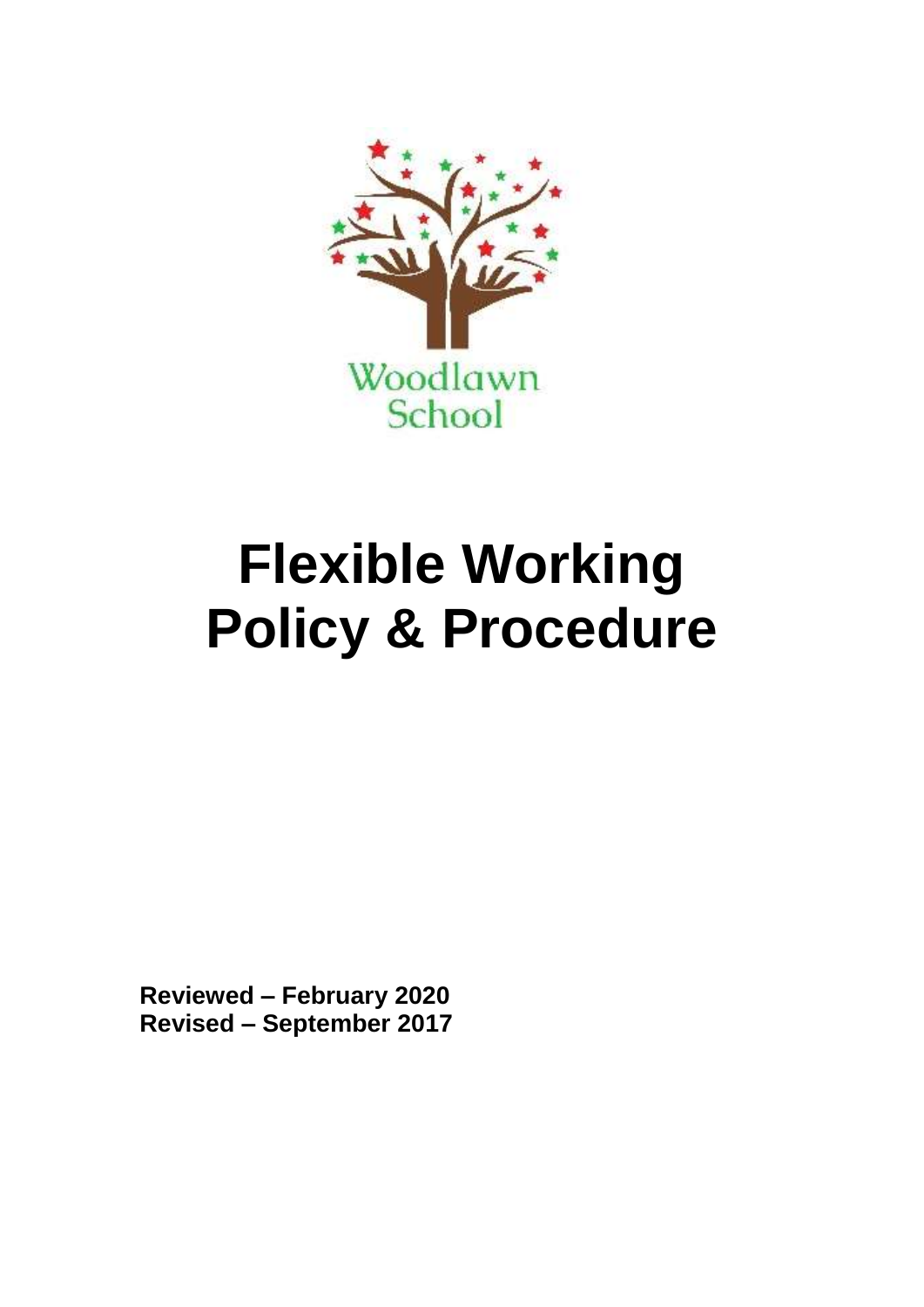Woodlawn School

# Flexible Working Policy & Procedure

**Reviewed – February 2020**
**Revised – September 2017**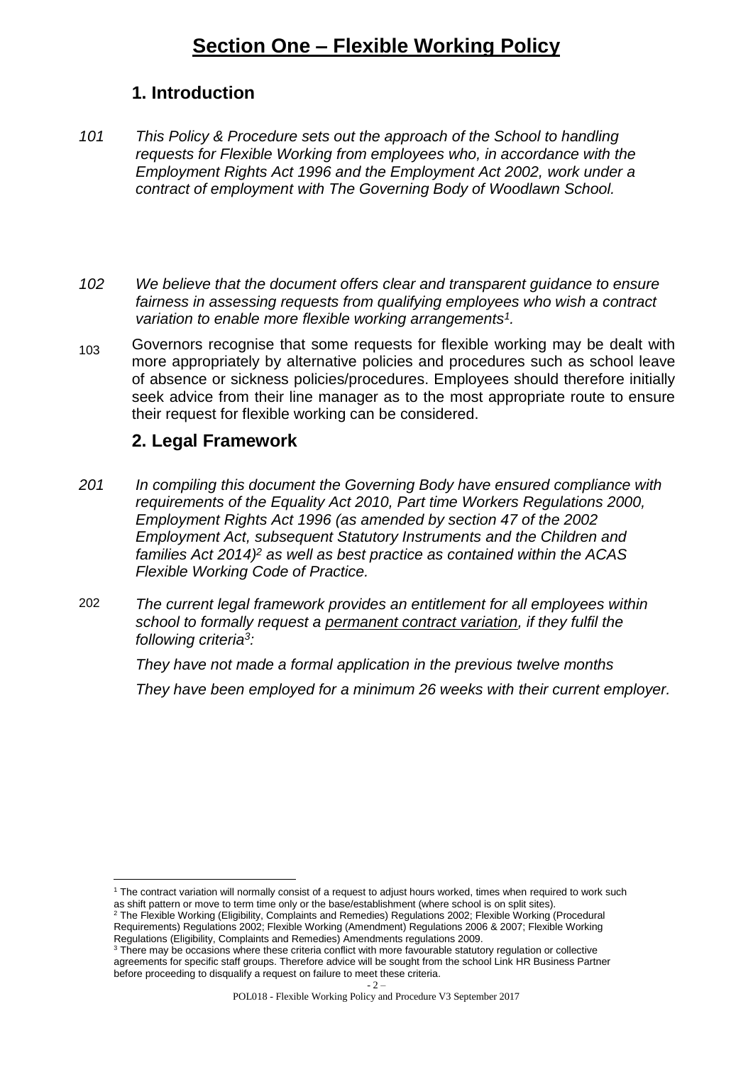# Section One – Flexible Working Policy

## 1. Introduction

101 *This Policy & Procedure sets out the approach of the School to handling requests for Flexible Working from employees who, in accordance with the Employment Rights Act 1996 and the Employment Act 2002, work under a contract of employment with The Governing Body of Woodlawn School.*

102 *We believe that the document offers clear and transparent guidance to ensure fairness in assessing requests from qualifying employees who wish a contract variation to enable more flexible working arrangements[1].*

103 Governors recognise that some requests for flexible working may be dealt with more appropriately by alternative policies and procedures such as school leave of absence or sickness policies/procedures. Employees should therefore initially seek advice from their line manager as to the most appropriate route to ensure their request for flexible working can be considered.

## 2. Legal Framework

201 *In compiling this document the Governing Body have ensured compliance with requirements of the Equality Act 2010, Part time Workers Regulations 2000, Employment Rights Act 1996 (as amended by section 47 of the 2002 Employment Act, subsequent Statutory Instruments and the Children and families Act 2014)[2] as well as best practice as contained within the ACAS Flexible Working Code of Practice.*

202 *The current legal framework provides an entitlement for all employees within school to formally request a <u>permanent contract variation</u>, if they fulfil the following criteria[3]:*

*They have not made a formal application in the previous twelve months*

*They have been employed for a minimum 26 weeks with their current employer.*

---

[1] The contract variation will normally consist of a request to adjust hours worked, times when required to work such as shift pattern or move to term time only or the base/establishment (where school is on split sites).

[2] The Flexible Working (Eligibility, Complaints and Remedies) Regulations 2002; Flexible Working (Procedural Requirements) Regulations 2002; Flexible Working (Amendment) Regulations 2006 & 2007; Flexible Working Regulations (Eligibility, Complaints and Remedies) Amendments regulations 2009.

[3] There may be occasions where these criteria conflict with more favourable statutory regulation or collective agreements for specific staff groups. Therefore advice will be sought from the school Link HR Business Partner before proceeding to disqualify a request on failure to meet these criteria.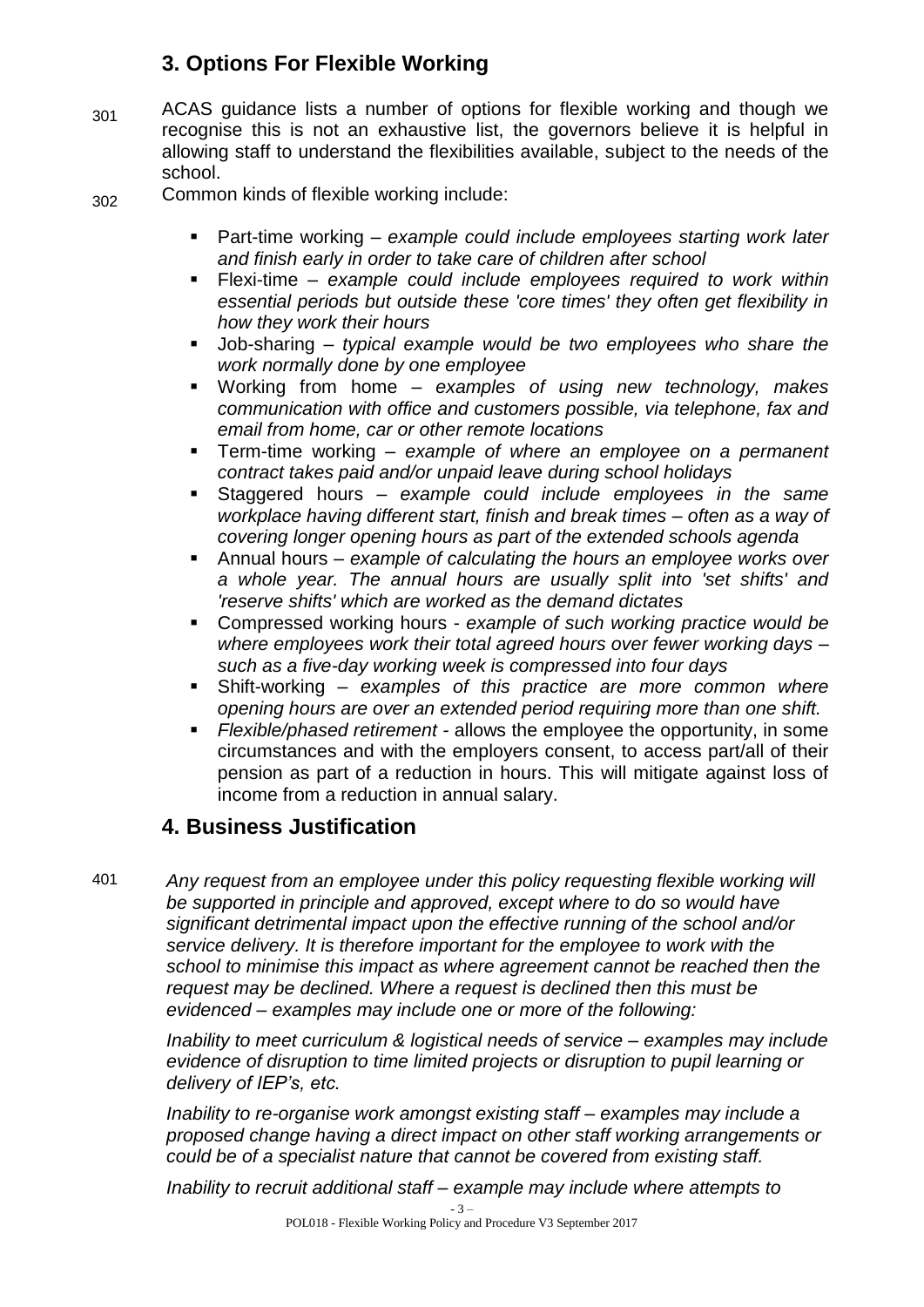## 3. Options For Flexible Working

301 ACAS guidance lists a number of options for flexible working and though we recognise this is not an exhaustive list, the governors believe it is helpful in allowing staff to understand the flexibilities available, subject to the needs of the school.

302 Common kinds of flexible working include:

- Part-time working – *example could include employees starting work later and finish early in order to take care of children after school*
- Flexi-time – *example could include employees required to work within essential periods but outside these 'core times' they often get flexibility in how they work their hours*
- Job-sharing – *typical example would be two employees who share the work normally done by one employee*
- Working from home – *examples of using new technology, makes communication with office and customers possible, via telephone, fax and email from home, car or other remote locations*
- Term-time working – *example of where an employee on a permanent contract takes paid and/or unpaid leave during school holidays*
- Staggered hours – *example could include employees in the same workplace having different start, finish and break times – often as a way of covering longer opening hours as part of the extended schools agenda*
- Annual hours – *example of calculating the hours an employee works over a whole year. The annual hours are usually split into 'set shifts' and 'reserve shifts' which are worked as the demand dictates*
- Compressed working hours - *example of such working practice would be where employees work their total agreed hours over fewer working days – such as a five-day working week is compressed into four days*
- Shift-working – *examples of this practice are more common where opening hours are over an extended period requiring more than one shift.*
- *Flexible/phased retirement* - allows the employee the opportunity, in some circumstances and with the employers consent, to access part/all of their pension as part of a reduction in hours. This will mitigate against loss of income from a reduction in annual salary.

## 4. Business Justification

401 *Any request from an employee under this policy requesting flexible working will be supported in principle and approved, except where to do so would have significant detrimental impact upon the effective running of the school and/or service delivery. It is therefore important for the employee to work with the school to minimise this impact as where agreement cannot be reached then the request may be declined. Where a request is declined then this must be evidenced – examples may include one or more of the following:*

*Inability to meet curriculum & logistical needs of service – examples may include evidence of disruption to time limited projects or disruption to pupil learning or delivery of IEP's, etc.*

*Inability to re-organise work amongst existing staff – examples may include a proposed change having a direct impact on other staff working arrangements or could be of a specialist nature that cannot be covered from existing staff.*

*Inability to recruit additional staff – example may include where attempts to*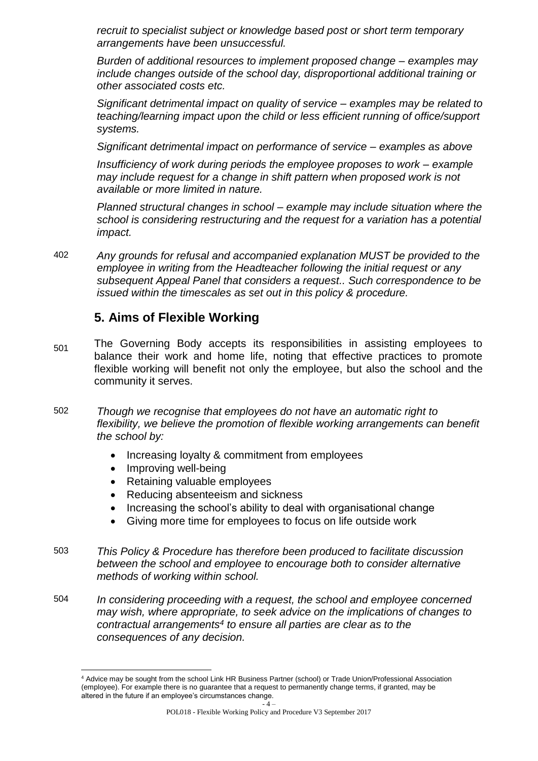*recruit to specialist subject or knowledge based post or short term temporary arrangements have been unsuccessful.*

*Burden of additional resources to implement proposed change – examples may include changes outside of the school day, disproportional additional training or other associated costs etc.*

*Significant detrimental impact on quality of service – examples may be related to teaching/learning impact upon the child or less efficient running of office/support systems.*

*Significant detrimental impact on performance of service – examples as above*

*Insufficiency of work during periods the employee proposes to work – example may include request for a change in shift pattern when proposed work is not available or more limited in nature.*

*Planned structural changes in school – example may include situation where the school is considering restructuring and the request for a variation has a potential impact.*

402 *Any grounds for refusal and accompanied explanation MUST be provided to the employee in writing from the Headteacher following the initial request or any subsequent Appeal Panel that considers a request.. Such correspondence to be issued within the timescales as set out in this policy & procedure.*

## 5. Aims of Flexible Working

501 The Governing Body accepts its responsibilities in assisting employees to balance their work and home life, noting that effective practices to promote flexible working will benefit not only the employee, but also the school and the community it serves.

502 *Though we recognise that employees do not have an automatic right to flexibility, we believe the promotion of flexible working arrangements can benefit the school by:*

- Increasing loyalty & commitment from employees
- Improving well-being
- Retaining valuable employees
- Reducing absenteeism and sickness
- Increasing the school's ability to deal with organisational change
- Giving more time for employees to focus on life outside work

503 *This Policy & Procedure has therefore been produced to facilitate discussion between the school and employee to encourage both to consider alternative methods of working within school.*

504 *In considering proceeding with a request, the school and employee concerned may wish, where appropriate, to seek advice on the implications of changes to contractual arrangements[4] to ensure all parties are clear as to the consequences of any decision.*

[4] Advice may be sought from the school Link HR Business Partner (school) or Trade Union/Professional Association (employee). For example there is no guarantee that a request to permanently change terms, if granted, may be altered in the future if an employee's circumstances change.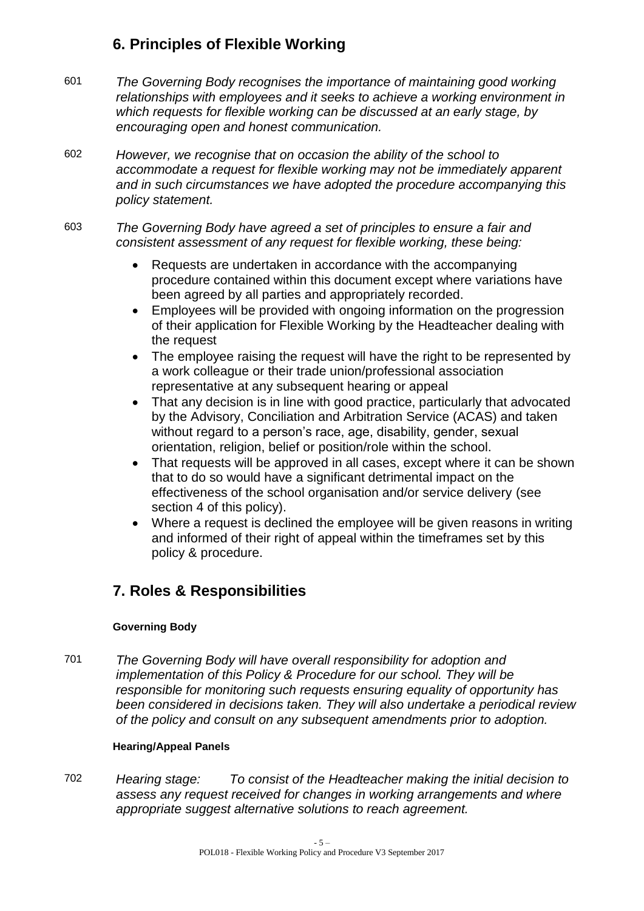## 6. Principles of Flexible Working

601 *The Governing Body recognises the importance of maintaining good working relationships with employees and it seeks to achieve a working environment in which requests for flexible working can be discussed at an early stage, by encouraging open and honest communication.*

602 *However, we recognise that on occasion the ability of the school to accommodate a request for flexible working may not be immediately apparent and in such circumstances we have adopted the procedure accompanying this policy statement.*

603 *The Governing Body have agreed a set of principles to ensure a fair and consistent assessment of any request for flexible working, these being:*

- Requests are undertaken in accordance with the accompanying procedure contained within this document except where variations have been agreed by all parties and appropriately recorded.
- Employees will be provided with ongoing information on the progression of their application for Flexible Working by the Headteacher dealing with the request
- The employee raising the request will have the right to be represented by a work colleague or their trade union/professional association representative at any subsequent hearing or appeal
- That any decision is in line with good practice, particularly that advocated by the Advisory, Conciliation and Arbitration Service (ACAS) and taken without regard to a person's race, age, disability, gender, sexual orientation, religion, belief or position/role within the school.
- That requests will be approved in all cases, except where it can be shown that to do so would have a significant detrimental impact on the effectiveness of the school organisation and/or service delivery (see section 4 of this policy).
- Where a request is declined the employee will be given reasons in writing and informed of their right of appeal within the timeframes set by this policy & procedure.

## 7. Roles & Responsibilities

**Governing Body**

701 *The Governing Body will have overall responsibility for adoption and implementation of this Policy & Procedure for our school. They will be responsible for monitoring such requests ensuring equality of opportunity has been considered in decisions taken. They will also undertake a periodical review of the policy and consult on any subsequent amendments prior to adoption.*

**Hearing/Appeal Panels**

702 *Hearing stage: To consist of the Headteacher making the initial decision to assess any request received for changes in working arrangements and where appropriate suggest alternative solutions to reach agreement.*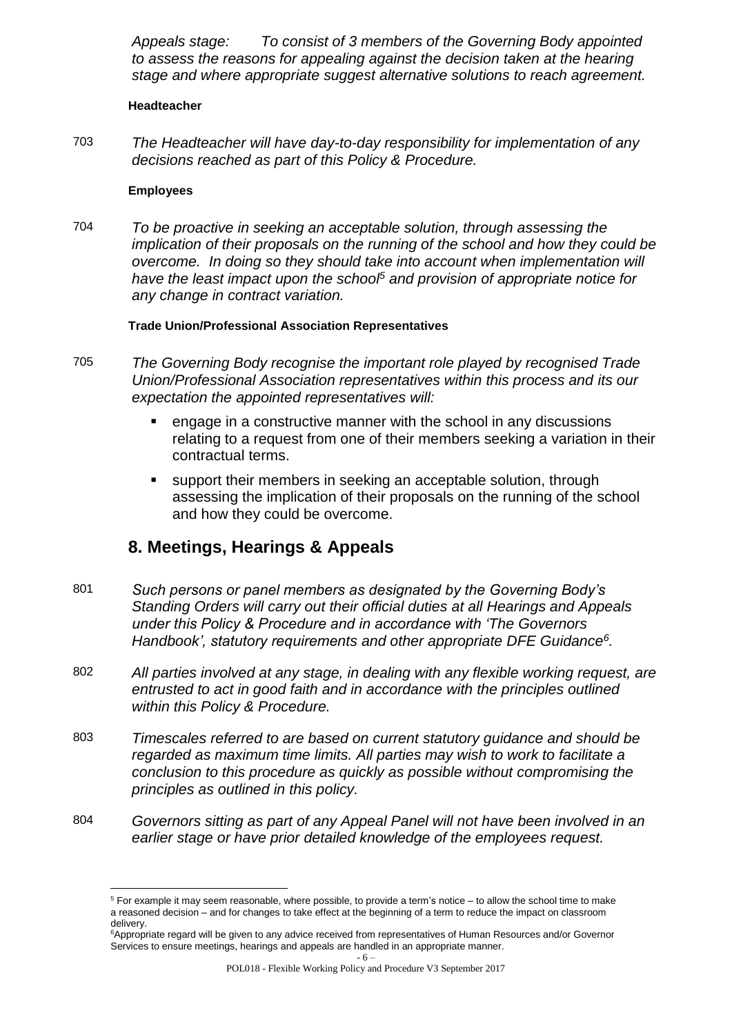*Appeals stage: To consist of 3 members of the Governing Body appointed to assess the reasons for appealing against the decision taken at the hearing stage and where appropriate suggest alternative solutions to reach agreement.*

**Headteacher**

703 *The Headteacher will have day-to-day responsibility for implementation of any decisions reached as part of this Policy & Procedure.*

**Employees**

704 *To be proactive in seeking an acceptable solution, through assessing the implication of their proposals on the running of the school and how they could be overcome. In doing so they should take into account when implementation will have the least impact upon the school[5] and provision of appropriate notice for any change in contract variation.*

**Trade Union/Professional Association Representatives**

705 *The Governing Body recognise the important role played by recognised Trade Union/Professional Association representatives within this process and its our expectation the appointed representatives will:*

- engage in a constructive manner with the school in any discussions relating to a request from one of their members seeking a variation in their contractual terms.
- support their members in seeking an acceptable solution, through assessing the implication of their proposals on the running of the school and how they could be overcome.

## 8. Meetings, Hearings & Appeals

801 *Such persons or panel members as designated by the Governing Body's Standing Orders will carry out their official duties at all Hearings and Appeals under this Policy & Procedure and in accordance with 'The Governors Handbook', statutory requirements and other appropriate DFE Guidance[6].*

802 *All parties involved at any stage, in dealing with any flexible working request, are entrusted to act in good faith and in accordance with the principles outlined within this Policy & Procedure.*

803 *Timescales referred to are based on current statutory guidance and should be regarded as maximum time limits. All parties may wish to work to facilitate a conclusion to this procedure as quickly as possible without compromising the principles as outlined in this policy.*

804 *Governors sitting as part of any Appeal Panel will not have been involved in an earlier stage or have prior detailed knowledge of the employees request.*

---

[5] For example it may seem reasonable, where possible, to provide a term's notice – to allow the school time to make a reasoned decision – and for changes to take effect at the beginning of a term to reduce the impact on classroom delivery.

[6] Appropriate regard will be given to any advice received from representatives of Human Resources and/or Governor Services to ensure meetings, hearings and appeals are handled in an appropriate manner.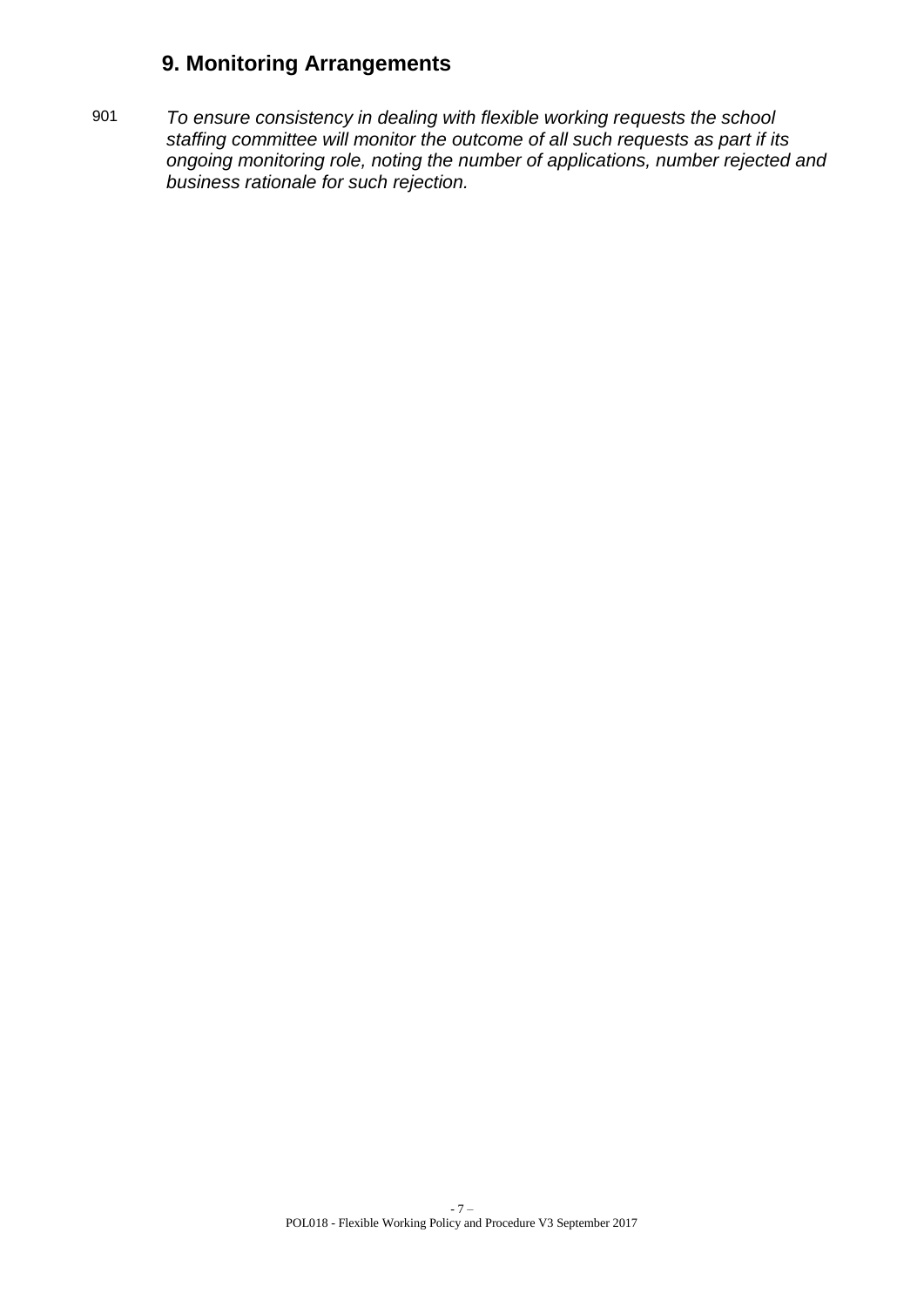## 9. Monitoring Arrangements

901 *To ensure consistency in dealing with flexible working requests the school staffing committee will monitor the outcome of all such requests as part if its ongoing monitoring role, noting the number of applications, number rejected and business rationale for such rejection.*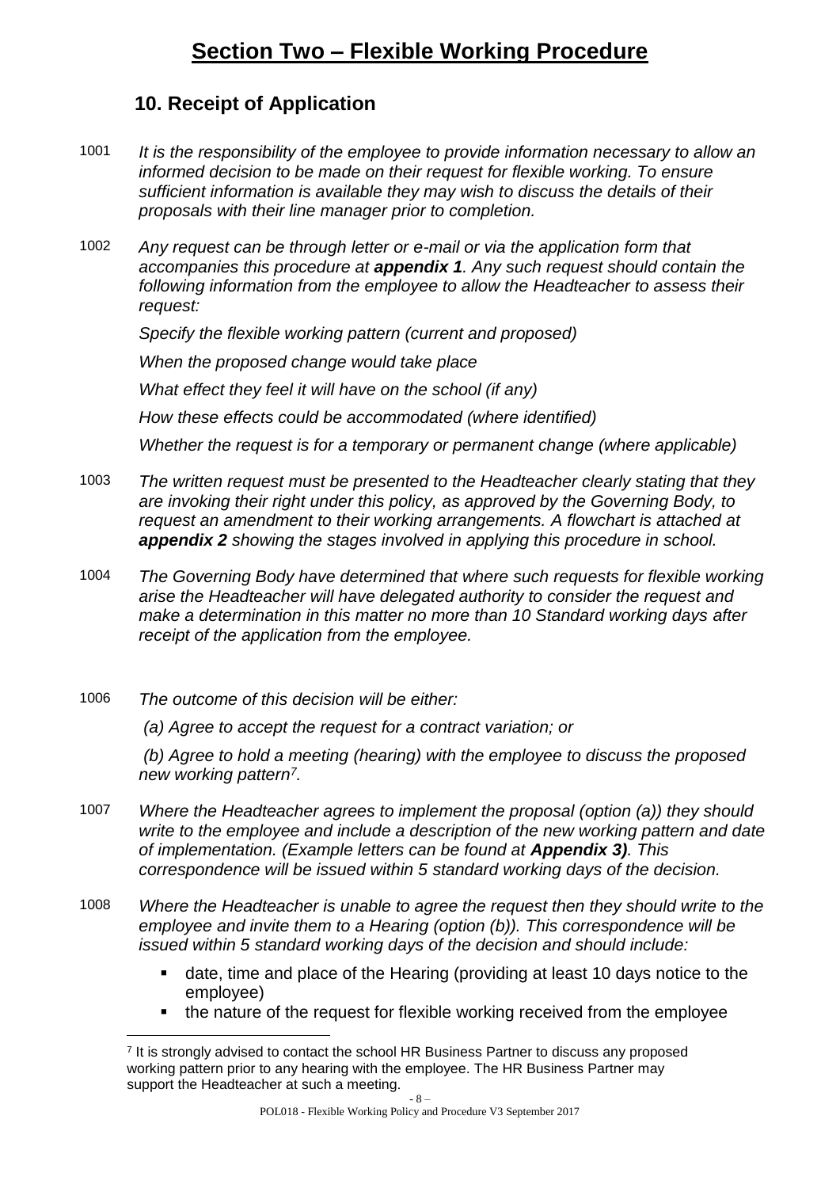# Section Two – Flexible Working Procedure

## 10. Receipt of Application

1001 *It is the responsibility of the employee to provide information necessary to allow an informed decision to be made on their request for flexible working. To ensure sufficient information is available they may wish to discuss the details of their proposals with their line manager prior to completion.*

1002 *Any request can be through letter or e-mail or via the application form that accompanies this procedure at **appendix 1**. Any such request should contain the following information from the employee to allow the Headteacher to assess their request:*

*Specify the flexible working pattern (current and proposed)*

*When the proposed change would take place*

*What effect they feel it will have on the school (if any)*

*How these effects could be accommodated (where identified)*

*Whether the request is for a temporary or permanent change (where applicable)*

1003 *The written request must be presented to the Headteacher clearly stating that they are invoking their right under this policy, as approved by the Governing Body, to request an amendment to their working arrangements. A flowchart is attached at **appendix 2** showing the stages involved in applying this procedure in school.*

1004 *The Governing Body have determined that where such requests for flexible working arise the Headteacher will have delegated authority to consider the request and make a determination in this matter no more than 10 Standard working days after receipt of the application from the employee.*

1006 *The outcome of this decision will be either:*

*(a) Agree to accept the request for a contract variation; or*

*(b) Agree to hold a meeting (hearing) with the employee to discuss the proposed new working pattern[7].*

1007 *Where the Headteacher agrees to implement the proposal (option (a)) they should write to the employee and include a description of the new working pattern and date of implementation. (Example letters can be found at **Appendix 3)**. This correspondence will be issued within 5 standard working days of the decision.*

1008 *Where the Headteacher is unable to agree the request then they should write to the employee and invite them to a Hearing (option (b)). This correspondence will be issued within 5 standard working days of the decision and should include:*

- date, time and place of the Hearing (providing at least 10 days notice to the employee)
- the nature of the request for flexible working received from the employee

[7] It is strongly advised to contact the school HR Business Partner to discuss any proposed working pattern prior to any hearing with the employee. The HR Business Partner may support the Headteacher at such a meeting.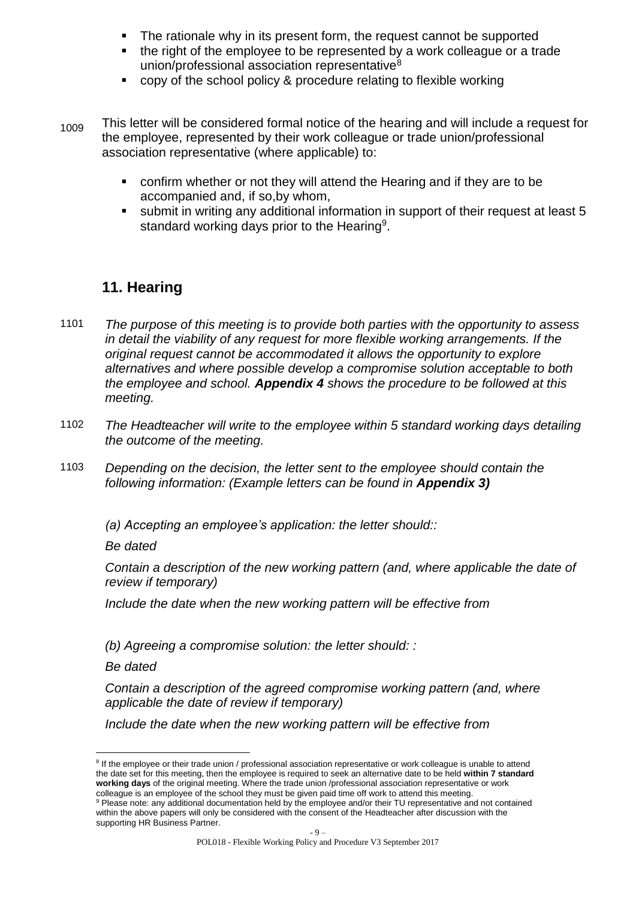- The rationale why in its present form, the request cannot be supported
- the right of the employee to be represented by a work colleague or a trade union/professional association representative[8]
- copy of the school policy & procedure relating to flexible working

1009 This letter will be considered formal notice of the hearing and will include a request for the employee, represented by their work colleague or trade union/professional association representative (where applicable) to:

- confirm whether or not they will attend the Hearing and if they are to be accompanied and, if so,by whom,
- submit in writing any additional information in support of their request at least 5 standard working days prior to the Hearing[9].

## 11. Hearing

1101 *The purpose of this meeting is to provide both parties with the opportunity to assess in detail the viability of any request for more flexible working arrangements. If the original request cannot be accommodated it allows the opportunity to explore alternatives and where possible develop a compromise solution acceptable to both the employee and school.* ***Appendix 4*** *shows the procedure to be followed at this meeting.*

1102 *The Headteacher will write to the employee within 5 standard working days detailing the outcome of the meeting.*

1103 *Depending on the decision, the letter sent to the employee should contain the following information: (Example letters can be found in* ***Appendix 3)***

*(a) Accepting an employee's application: the letter should::*

*Be dated*

*Contain a description of the new working pattern (and, where applicable the date of review if temporary)*

*Include the date when the new working pattern will be effective from*

*(b) Agreeing a compromise solution: the letter should: :*

*Be dated*

*Contain a description of the agreed compromise working pattern (and, where applicable the date of review if temporary)*

*Include the date when the new working pattern will be effective from*

---

[8] If the employee or their trade union / professional association representative or work colleague is unable to attend the date set for this meeting, then the employee is required to seek an alternative date to be held **within 7 standard working days** of the original meeting. Where the trade union /professional association representative or work colleague is an employee of the school they must be given paid time off work to attend this meeting.

[9] Please note: any additional documentation held by the employee and/or their TU representative and not contained within the above papers will only be considered with the consent of the Headteacher after discussion with the supporting HR Business Partner.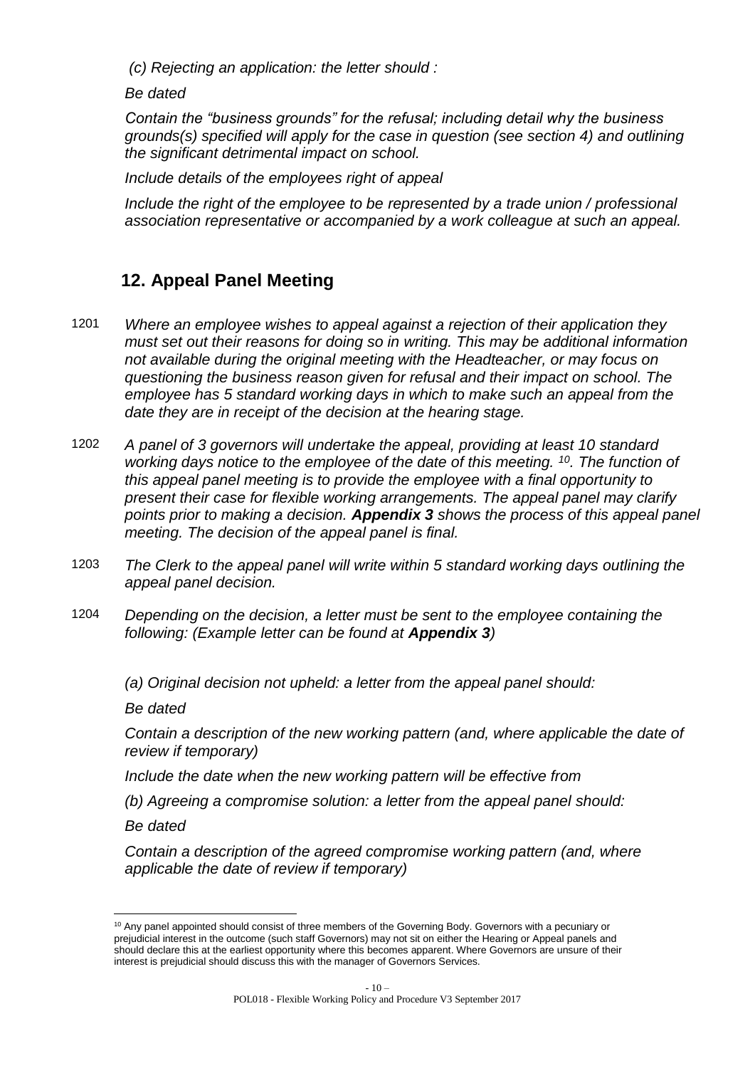*(c) Rejecting an application: the letter should :*

*Be dated*

*Contain the "business grounds" for the refusal; including detail why the business grounds(s) specified will apply for the case in question (see section 4) and outlining the significant detrimental impact on school.*

*Include details of the employees right of appeal*

*Include the right of the employee to be represented by a trade union / professional association representative or accompanied by a work colleague at such an appeal.*

## 12. Appeal Panel Meeting

1201 *Where an employee wishes to appeal against a rejection of their application they must set out their reasons for doing so in writing. This may be additional information not available during the original meeting with the Headteacher, or may focus on questioning the business reason given for refusal and their impact on school. The employee has 5 standard working days in which to make such an appeal from the date they are in receipt of the decision at the hearing stage.*

1202 *A panel of 3 governors will undertake the appeal, providing at least 10 standard working days notice to the employee of the date of this meeting.* [10]*. The function of this appeal panel meeting is to provide the employee with a final opportunity to present their case for flexible working arrangements. The appeal panel may clarify points prior to making a decision.* ***Appendix 3*** *shows the process of this appeal panel meeting. The decision of the appeal panel is final.*

1203 *The Clerk to the appeal panel will write within 5 standard working days outlining the appeal panel decision.*

1204 *Depending on the decision, a letter must be sent to the employee containing the following: (Example letter can be found at* ***Appendix 3****)*

*(a) Original decision not upheld: a letter from the appeal panel should:*

*Be dated*

*Contain a description of the new working pattern (and, where applicable the date of review if temporary)*

*Include the date when the new working pattern will be effective from*

*(b) Agreeing a compromise solution: a letter from the appeal panel should:*

*Be dated*

*Contain a description of the agreed compromise working pattern (and, where applicable the date of review if temporary)*

---

[10] Any panel appointed should consist of three members of the Governing Body. Governors with a pecuniary or prejudicial interest in the outcome (such staff Governors) may not sit on either the Hearing or Appeal panels and should declare this at the earliest opportunity where this becomes apparent. Where Governors are unsure of their interest is prejudicial should discuss this with the manager of Governors Services.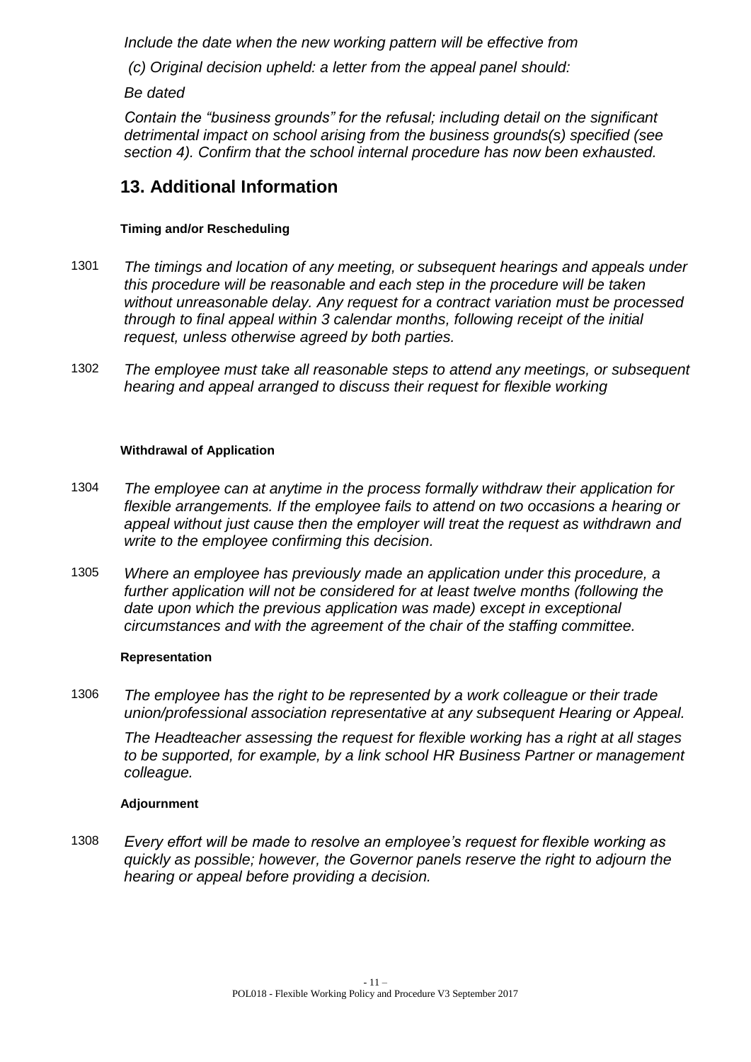*Include the date when the new working pattern will be effective from*

*(c) Original decision upheld: a letter from the appeal panel should:*

*Be dated*

*Contain the "business grounds" for the refusal; including detail on the significant detrimental impact on school arising from the business grounds(s) specified (see section 4). Confirm that the school internal procedure has now been exhausted.*

## 13. Additional Information

**Timing and/or Rescheduling**

1301 *The timings and location of any meeting, or subsequent hearings and appeals under this procedure will be reasonable and each step in the procedure will be taken without unreasonable delay. Any request for a contract variation must be processed through to final appeal within 3 calendar months, following receipt of the initial request, unless otherwise agreed by both parties.*

1302 *The employee must take all reasonable steps to attend any meetings, or subsequent hearing and appeal arranged to discuss their request for flexible working*

**Withdrawal of Application**

1304 *The employee can at anytime in the process formally withdraw their application for flexible arrangements. If the employee fails to attend on two occasions a hearing or appeal without just cause then the employer will treat the request as withdrawn and write to the employee confirming this decision.*

1305 *Where an employee has previously made an application under this procedure, a further application will not be considered for at least twelve months (following the date upon which the previous application was made) except in exceptional circumstances and with the agreement of the chair of the staffing committee.*

**Representation**

1306 *The employee has the right to be represented by a work colleague or their trade union/professional association representative at any subsequent Hearing or Appeal.*

*The Headteacher assessing the request for flexible working has a right at all stages to be supported, for example, by a link school HR Business Partner or management colleague.*

**Adjournment**

1308 *Every effort will be made to resolve an employee's request for flexible working as quickly as possible; however, the Governor panels reserve the right to adjourn the hearing or appeal before providing a decision.*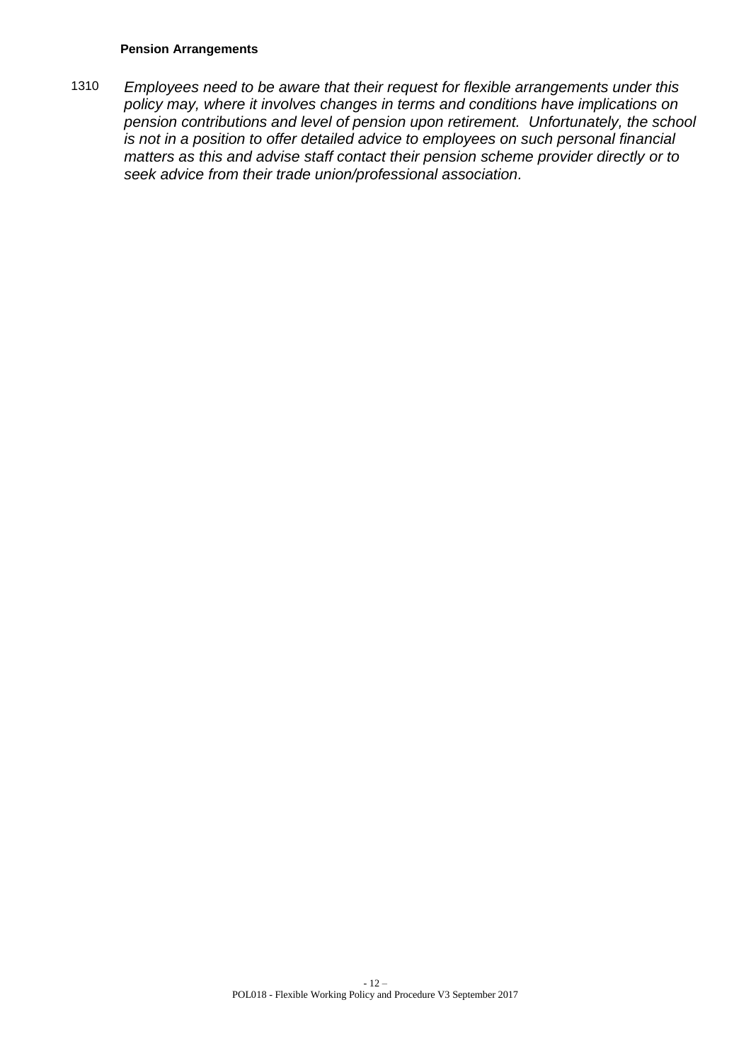#### Pension Arrangements

1310 *Employees need to be aware that their request for flexible arrangements under this policy may, where it involves changes in terms and conditions have implications on pension contributions and level of pension upon retirement. Unfortunately, the school is not in a position to offer detailed advice to employees on such personal financial matters as this and advise staff contact their pension scheme provider directly or to seek advice from their trade union/professional association.*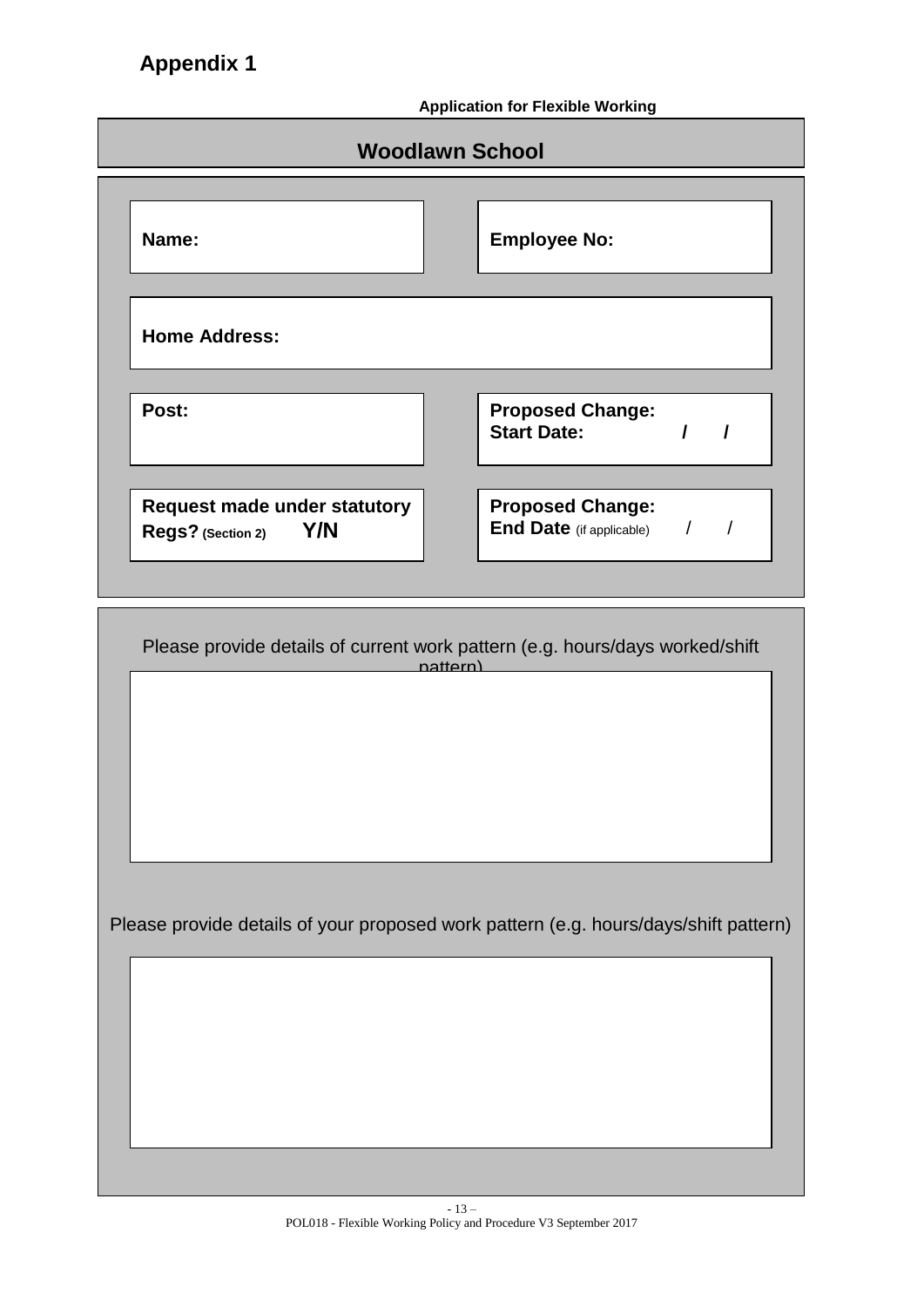## Appendix 1

**Application for Flexible Working**

### Woodlawn School

| | |
|---|---|
| **Name:** | **Employee No:** |
| **Home Address:** | |
| **Post:** | **Proposed Change: Start Date:** / / |
| **Request made under statutory Regs?** **(Section 2)** **Y/N** | **Proposed Change: End Date** (if applicable) / / |

Please provide details of current work pattern (e.g. hours/days worked/shift pattern)

Please provide details of your proposed work pattern (e.g. hours/days/shift pattern)

POL018 - Flexible Working Policy and Procedure V3 September 2017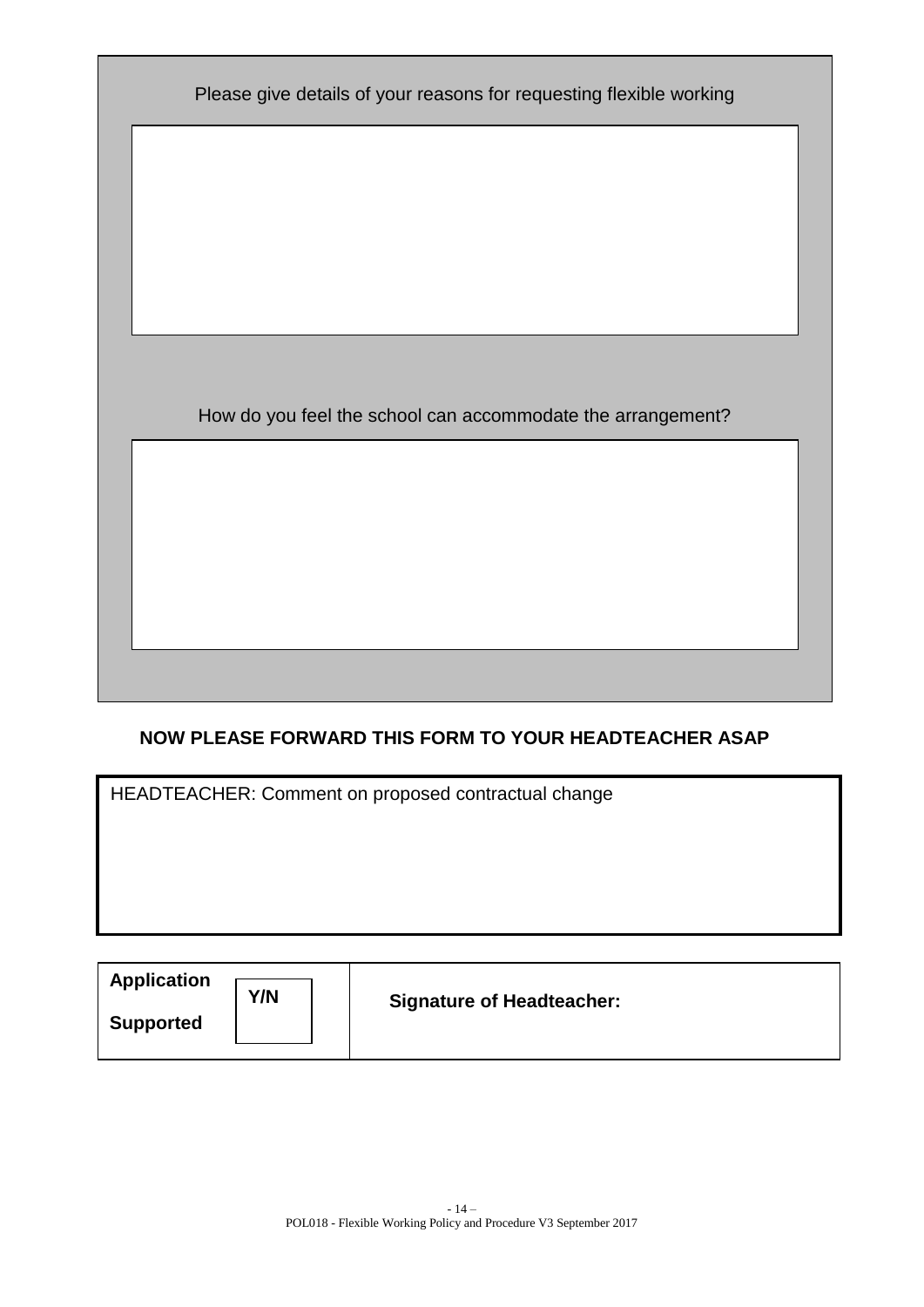Please give details of your reasons for requesting flexible working

How do you feel the school can accommodate the arrangement?

**NOW PLEASE FORWARD THIS FORM TO YOUR HEADTEACHER ASAP**

HEADTEACHER: Comment on proposed contractual change

| **Application Supported** | **Y/N** | **Signature of Headteacher:** |
|---|---|---|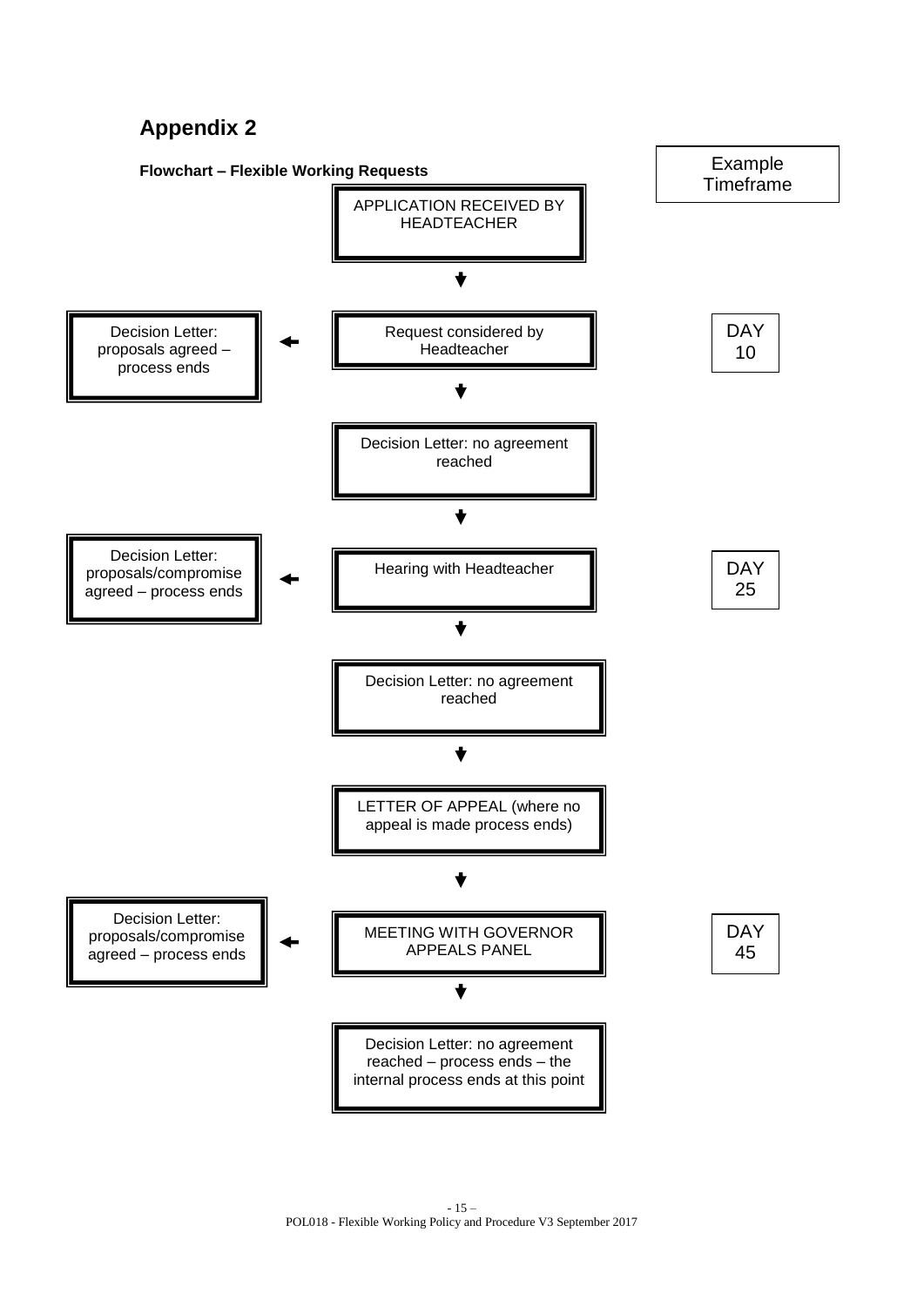## Appendix 2

**Flowchart – Flexible Working Requests**

Example Timeframe

- APPLICATION RECEIVED BY HEADTEACHER
- ↓
- Request considered by Headteacher — **DAY 10**
  - ← Decision Letter: proposals agreed – process ends
- ↓
- Decision Letter: no agreement reached
- ↓
- Hearing with Headteacher — **DAY 25**
  - ← Decision Letter: proposals/compromise agreed – process ends
- ↓
- Decision Letter: no agreement reached
- ↓
- LETTER OF APPEAL (where no appeal is made process ends)
- ↓
- MEETING WITH GOVERNOR APPEALS PANEL — **DAY 45**
  - ← Decision Letter: proposals/compromise agreed – process ends
- ↓
- Decision Letter: no agreement reached – process ends – the internal process ends at this point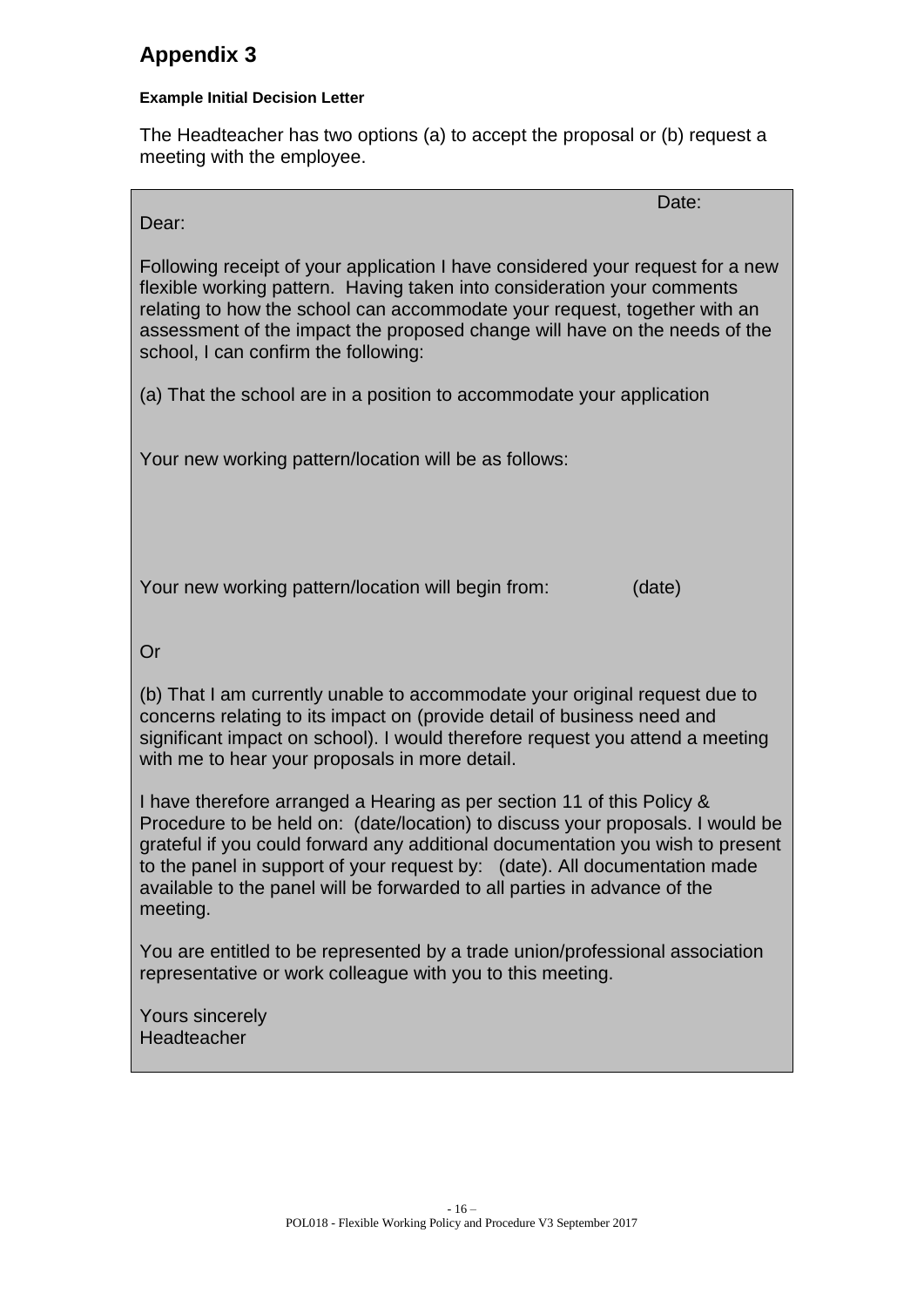# Appendix 3

**Example Initial Decision Letter**

The Headteacher has two options (a) to accept the proposal or (b) request a meeting with the employee.

Date:

Dear:

Following receipt of your application I have considered your request for a new flexible working pattern. Having taken into consideration your comments relating to how the school can accommodate your request, together with an assessment of the impact the proposed change will have on the needs of the school, I can confirm the following:

(a) That the school are in a position to accommodate your application

Your new working pattern/location will be as follows:

Your new working pattern/location will begin from: (date)

Or

(b) That I am currently unable to accommodate your original request due to concerns relating to its impact on (provide detail of business need and significant impact on school). I would therefore request you attend a meeting with me to hear your proposals in more detail.

I have therefore arranged a Hearing as per section 11 of this Policy & Procedure to be held on: (date/location) to discuss your proposals. I would be grateful if you could forward any additional documentation you wish to present to the panel in support of your request by: (date). All documentation made available to the panel will be forwarded to all parties in advance of the meeting.

You are entitled to be represented by a trade union/professional association representative or work colleague with you to this meeting.

Yours sincerely
Headteacher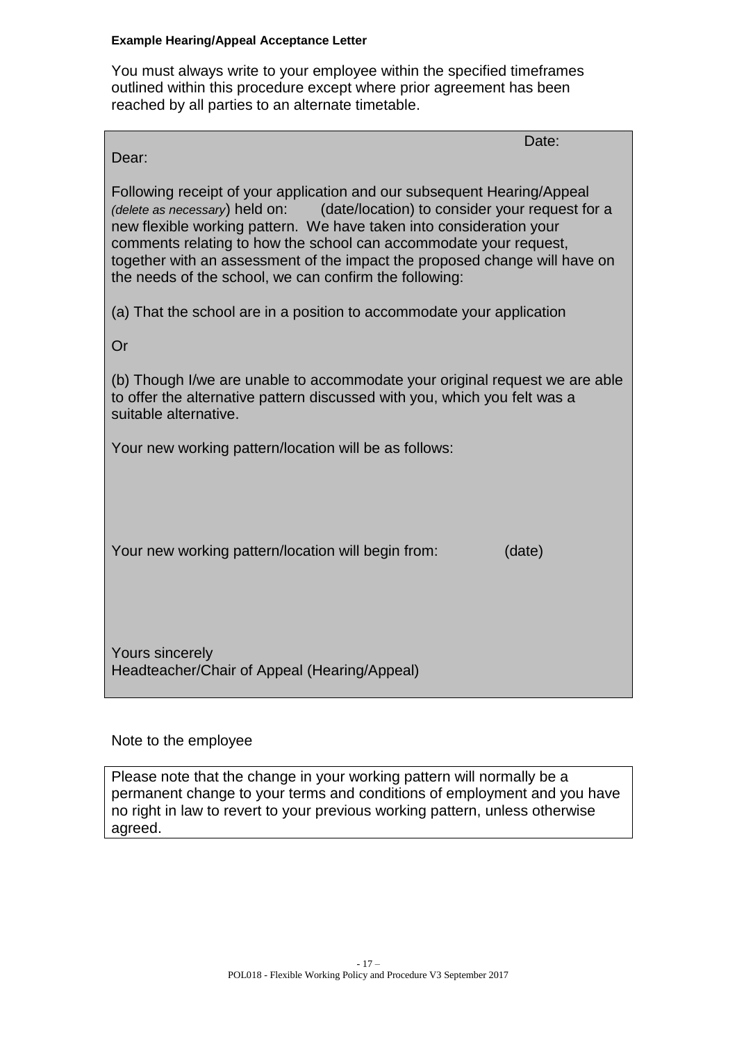**Example Hearing/Appeal Acceptance Letter**

You must always write to your employee within the specified timeframes outlined within this procedure except where prior agreement has been reached by all parties to an alternate timetable.

Date:

Dear:

Following receipt of your application and our subsequent Hearing/Appeal *(delete as necessary)* held on: (date/location) to consider your request for a new flexible working pattern. We have taken into consideration your comments relating to how the school can accommodate your request, together with an assessment of the impact the proposed change will have on the needs of the school, we can confirm the following:

(a) That the school are in a position to accommodate your application

Or

(b) Though I/we are unable to accommodate your original request we are able to offer the alternative pattern discussed with you, which you felt was a suitable alternative.

Your new working pattern/location will be as follows:

Your new working pattern/location will begin from: (date)

Yours sincerely
Headteacher/Chair of Appeal (Hearing/Appeal)

Note to the employee

Please note that the change in your working pattern will normally be a permanent change to your terms and conditions of employment and you have no right in law to revert to your previous working pattern, unless otherwise agreed.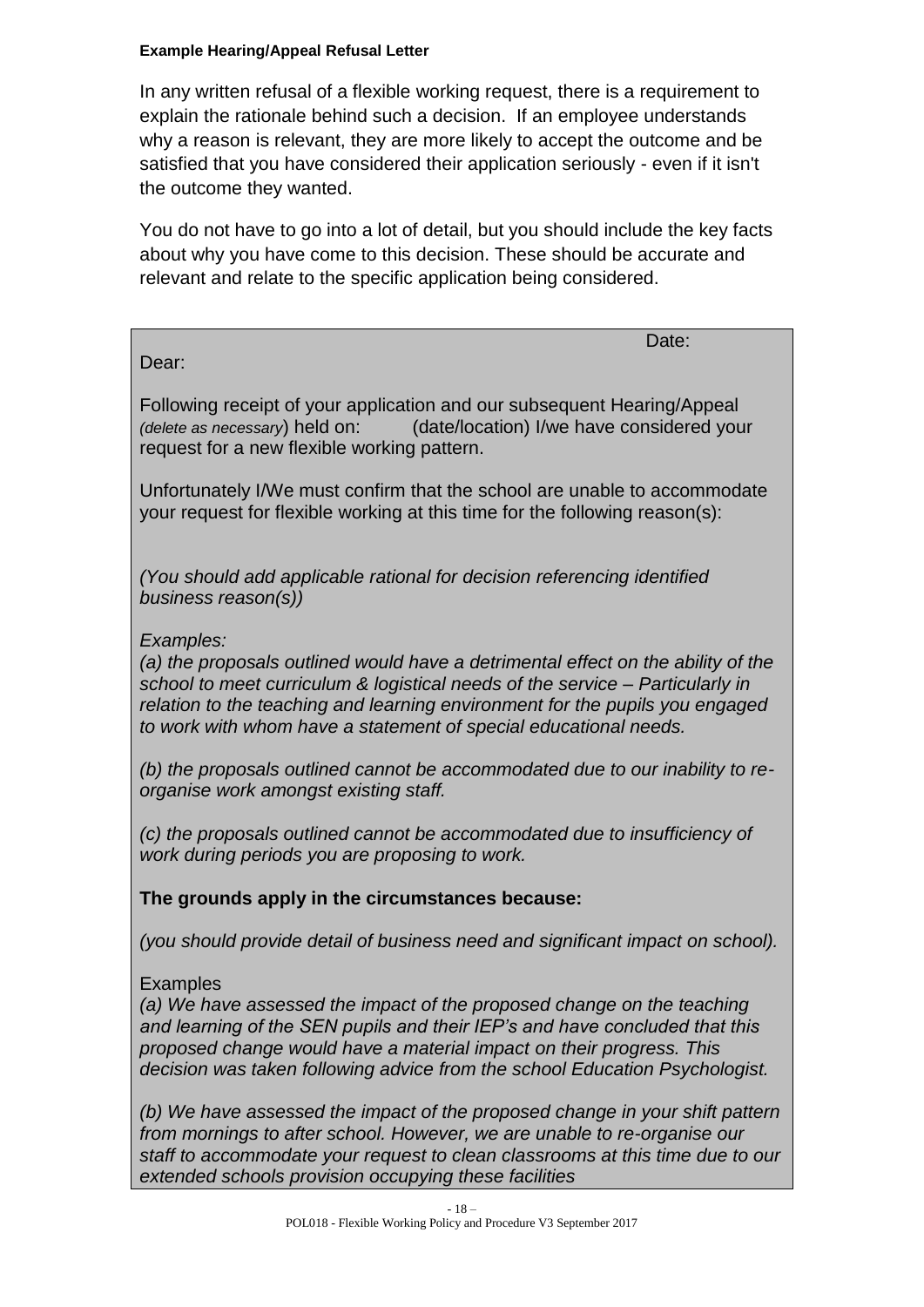**Example Hearing/Appeal Refusal Letter**

In any written refusal of a flexible working request, there is a requirement to explain the rationale behind such a decision. If an employee understands why a reason is relevant, they are more likely to accept the outcome and be satisfied that you have considered their application seriously - even if it isn't the outcome they wanted.

You do not have to go into a lot of detail, but you should include the key facts about why you have come to this decision. These should be accurate and relevant and relate to the specific application being considered.

Date:

Dear:

Following receipt of your application and our subsequent Hearing/Appeal *(delete as necessary*) held on: (date/location) I/we have considered your request for a new flexible working pattern.

Unfortunately I/We must confirm that the school are unable to accommodate your request for flexible working at this time for the following reason(s):

*(You should add applicable rational for decision referencing identified business reason(s))*

*Examples:*

*(a) the proposals outlined would have a detrimental effect on the ability of the school to meet curriculum & logistical needs of the service – Particularly in relation to the teaching and learning environment for the pupils you engaged to work with whom have a statement of special educational needs.*

*(b) the proposals outlined cannot be accommodated due to our inability to re-organise work amongst existing staff.*

*(c) the proposals outlined cannot be accommodated due to insufficiency of work during periods you are proposing to work.*

**The grounds apply in the circumstances because:**

*(you should provide detail of business need and significant impact on school).*

Examples

*(a) We have assessed the impact of the proposed change on the teaching and learning of the SEN pupils and their IEP's and have concluded that this proposed change would have a material impact on their progress. This decision was taken following advice from the school Education Psychologist.*

*(b) We have assessed the impact of the proposed change in your shift pattern from mornings to after school. However, we are unable to re-organise our staff to accommodate your request to clean classrooms at this time due to our extended schools provision occupying these facilities*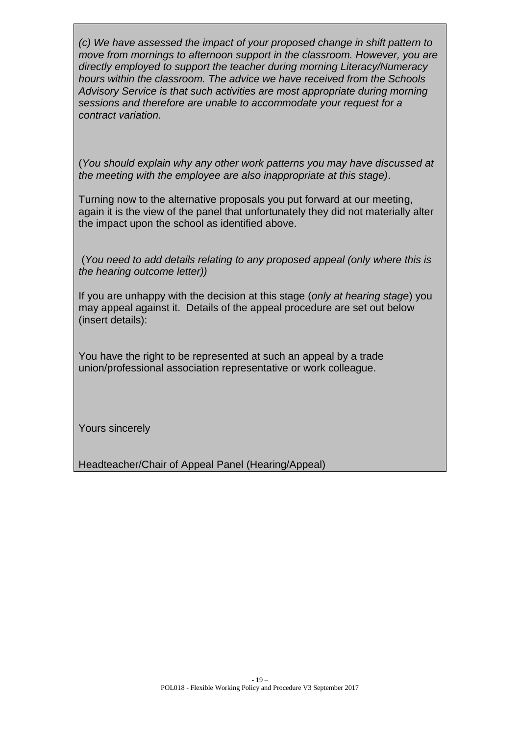*(c) We have assessed the impact of your proposed change in shift pattern to move from mornings to afternoon support in the classroom. However, you are directly employed to support the teacher during morning Literacy/Numeracy hours within the classroom. The advice we have received from the Schools Advisory Service is that such activities are most appropriate during morning sessions and therefore are unable to accommodate your request for a contract variation.*

(*You should explain why any other work patterns you may have discussed at the meeting with the employee are also inappropriate at this stage)*.

Turning now to the alternative proposals you put forward at our meeting, again it is the view of the panel that unfortunately they did not materially alter the impact upon the school as identified above.

(*You need to add details relating to any proposed appeal (only where this is the hearing outcome letter))*

If you are unhappy with the decision at this stage (*only at hearing stage*) you may appeal against it. Details of the appeal procedure are set out below (insert details):

You have the right to be represented at such an appeal by a trade union/professional association representative or work colleague.

Yours sincerely

Headteacher/Chair of Appeal Panel (Hearing/Appeal)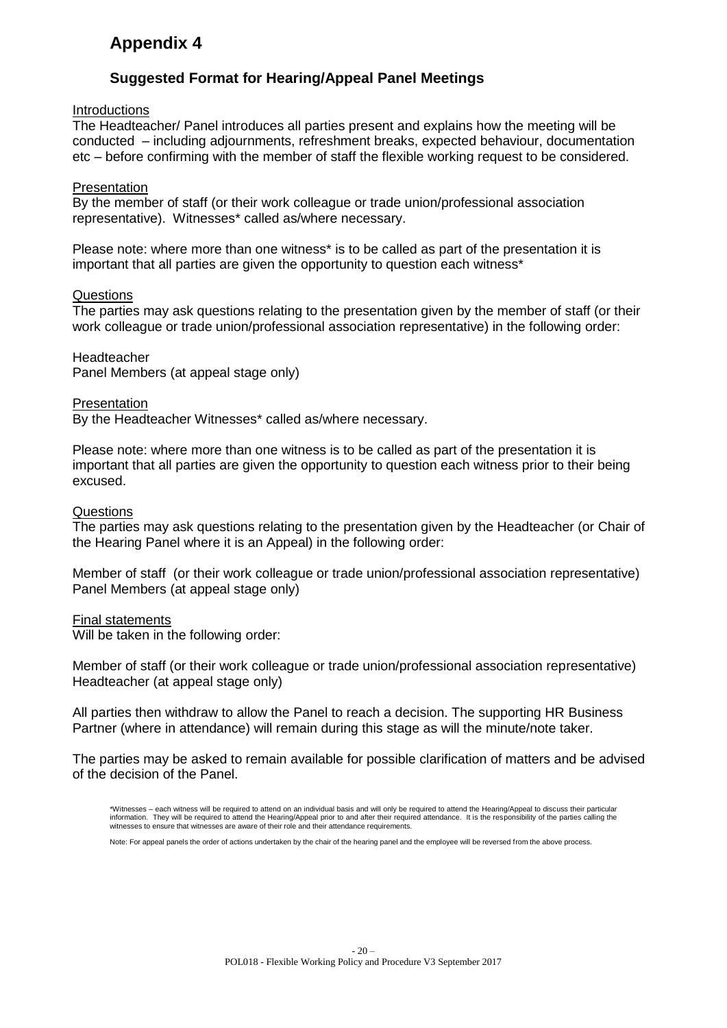# Appendix 4

## Suggested Format for Hearing/Appeal Panel Meetings

Introductions

The Headteacher/ Panel introduces all parties present and explains how the meeting will be conducted – including adjournments, refreshment breaks, expected behaviour, documentation etc – before confirming with the member of staff the flexible working request to be considered.

Presentation

By the member of staff (or their work colleague or trade union/professional association representative). Witnesses* called as/where necessary.

Please note: where more than one witness* is to be called as part of the presentation it is important that all parties are given the opportunity to question each witness*

Questions

The parties may ask questions relating to the presentation given by the member of staff (or their work colleague or trade union/professional association representative) in the following order:

Headteacher
Panel Members (at appeal stage only)

Presentation

By the Headteacher Witnesses* called as/where necessary.

Please note: where more than one witness is to be called as part of the presentation it is important that all parties are given the opportunity to question each witness prior to their being excused.

Questions

The parties may ask questions relating to the presentation given by the Headteacher (or Chair of the Hearing Panel where it is an Appeal) in the following order:

Member of staff (or their work colleague or trade union/professional association representative)
Panel Members (at appeal stage only)

Final statements

Will be taken in the following order:

Member of staff (or their work colleague or trade union/professional association representative)
Headteacher (at appeal stage only)

All parties then withdraw to allow the Panel to reach a decision. The supporting HR Business Partner (where in attendance) will remain during this stage as will the minute/note taker.

The parties may be asked to remain available for possible clarification of matters and be advised of the decision of the Panel.

*Witnesses – each witness will be required to attend on an individual basis and will only be required to attend the Hearing/Appeal to discuss their particular information. They will be required to attend the Hearing/Appeal prior to and after their required attendance. It is the responsibility of the parties calling the witnesses to ensure that witnesses are aware of their role and their attendance requirements.

Note: For appeal panels the order of actions undertaken by the chair of the hearing panel and the employee will be reversed from the above process.